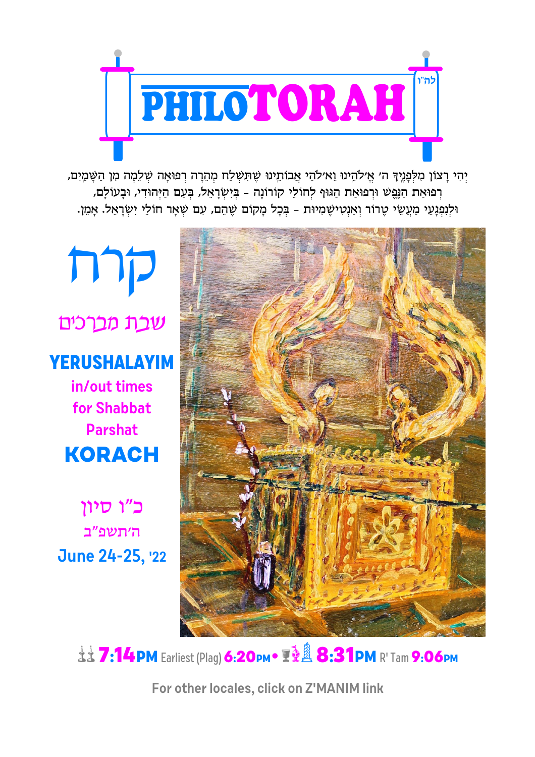# PHILOTORAH

לה"ו

יְהִי רָצוֹן מִלְּפָנֶיךָ ה' אֱ'לֹהֵינוּ וֵא'לֹהֵי אֲבוֹתֵינוּ שֶׁתִּשְׁלַח מְהֵרָה רְפוּאָה שְׁלֵמָה מִן הַשָּׁמַיִם,
רְפוּאַת הַנֶּפֶשׁ וּרְפוּאַת הַגּוּף לְחוֹלֵי קוֹרוֹנָה - בְּיִשְׂרָאֵל, בְּעַם הַיְּהוּדִי, וּבָעוֹלָם,
וּלְנִפְגָּעֵי מַעֲשֵׂי טֵרוֹר וְאַנְטִישֶׁמִיוּת - בְּכָל מָקוֹם שֶׁהֵם, עִם שְׁאָר חוֹלֵי יִשְׂרָאֵל. אָמֵן.

## קרח

שבת מברכים

**YERUSHALAYIM**

in/out times for Shabbat Parshat

**KORACH**

כ"ו סיון

ה'תשפ"ב

June 24-25, '22

**7:14PM** Earliest (Plag) **6:20PM** • **8:31PM** R' Tam **9:06PM**

For other locales, click on Z'MANIM link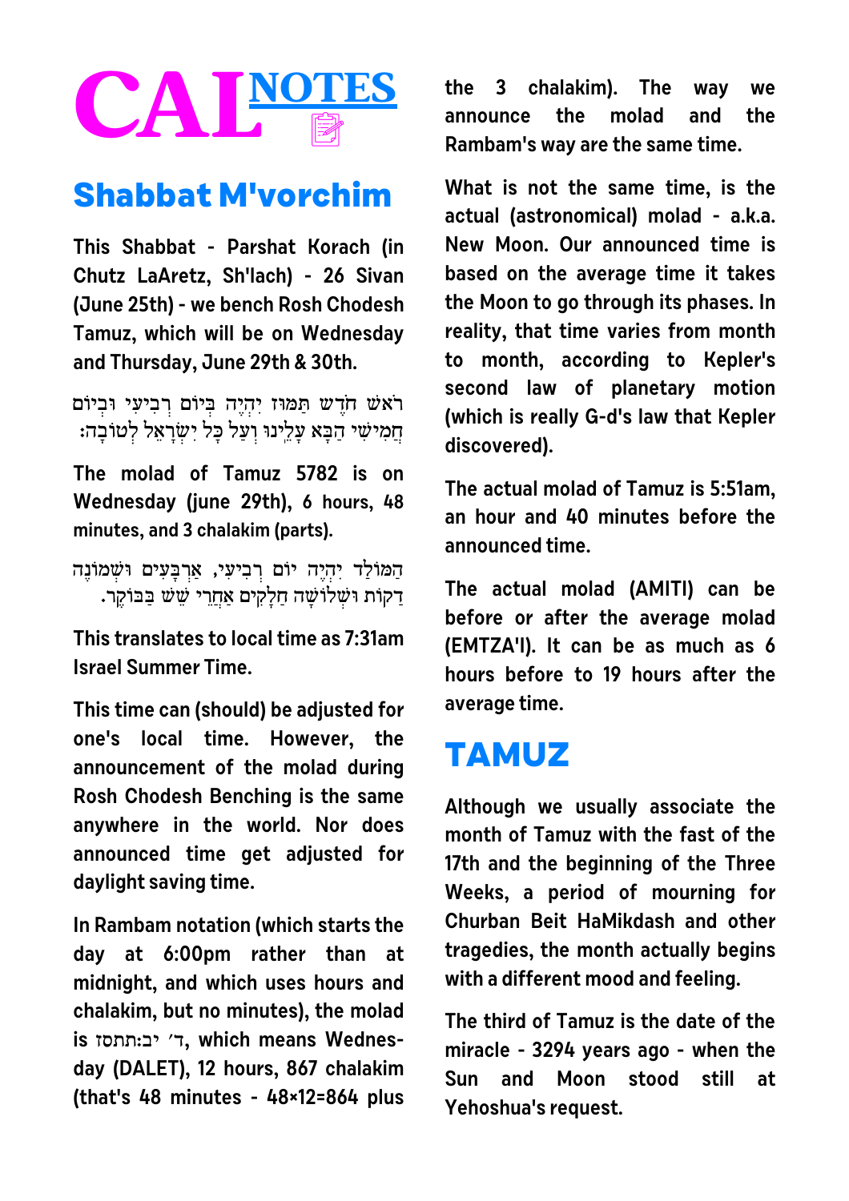# CAL NOTES

## Shabbat M'vorchim

This Shabbat - Parshat Korach (in Chutz LaAretz, Sh'lach) - 26 Sivan (June 25th) - we bench Rosh Chodesh Tamuz, which will be on Wednesday and Thursday, June 29th & 30th.

רֹאשׁ חֹדֶשׁ תַּמּוּז יִהְיֶה בְּיוֹם רְבִיעִי וּבְיוֹם חֲמִישִׁי הַבָּא עָלֵינוּ וְעַל כָּל יִשְׂרָאֵל לְטוֹבָה:

The molad of Tamuz 5782 is on Wednesday (june 29th), 6 hours, 48 minutes, and 3 chalakim (parts).

הַמּוֹלָד יִהְיֶה יוֹם רְבִיעִי, אַרְבָּעִים וּשְׁמוֹנֶה דַקּוֹת וּשְׁלוֹשָׁה חֲלָקִים אַחֲרֵי שֵׁשׁ בַּבּוֹקֶר.

This translates to local time as 7:31am Israel Summer Time.

This time can (should) be adjusted for one's local time. However, the announcement of the molad during Rosh Chodesh Benching is the same anywhere in the world. Nor does announced time get adjusted for daylight saving time.

In Rambam notation (which starts the day at 6:00pm rather than at midnight, and which uses hours and chalakim, but no minutes), the molad is ד׳ יב:תתסז, which means Wednesday (DALET), 12 hours, 867 chalakim (that's 48 minutes - 48×12=864 plus the 3 chalakim). The way we announce the molad and the Rambam's way are the same time.

What is not the same time, is the actual (astronomical) molad - a.k.a. New Moon. Our announced time is based on the average time it takes the Moon to go through its phases. In reality, that time varies from month to month, according to Kepler's second law of planetary motion (which is really G-d's law that Kepler discovered).

The actual molad of Tamuz is 5:51am, an hour and 40 minutes before the announced time.

The actual molad (AMITI) can be before or after the average molad (EMTZA'I). It can be as much as 6 hours before to 19 hours after the average time.

## TAMUZ

Although we usually associate the month of Tamuz with the fast of the 17th and the beginning of the Three Weeks, a period of mourning for Churban Beit HaMikdash and other tragedies, the month actually begins with a different mood and feeling.

The third of Tamuz is the date of the miracle - 3294 years ago - when the Sun and Moon stood still at Yehoshua's request.